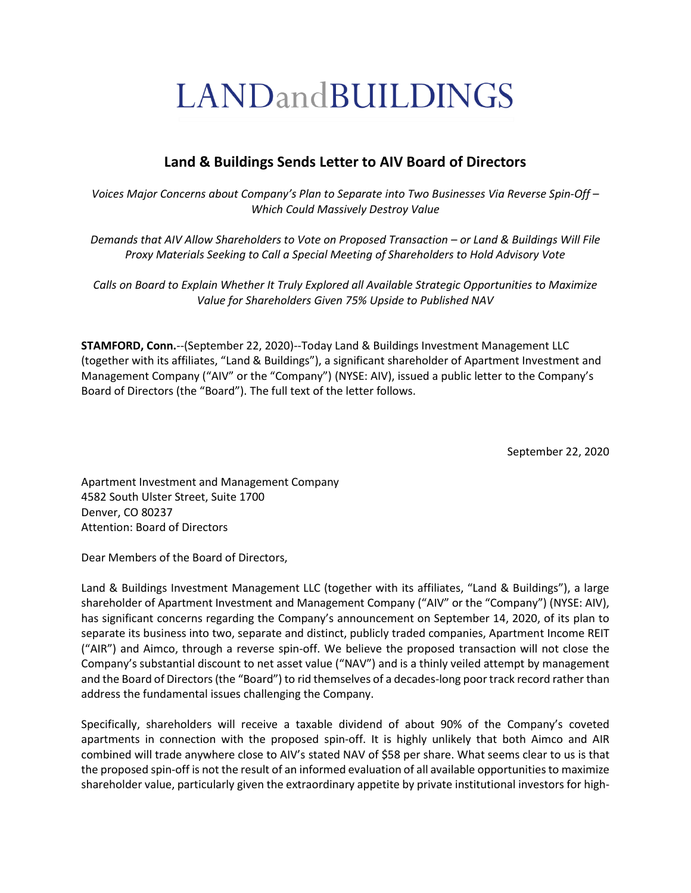# LANDandBUILDINGS

## Land & Buildings Sends Letter to AIV Board of Directors

*Voices Major Concerns about Company's Plan to Separate into Two Businesses Via Reverse Spin-Off – Which Could Massively Destroy Value*

*Demands that AIV Allow Shareholders to Vote on Proposed Transaction – or Land & Buildings Will File Proxy Materials Seeking to Call a Special Meeting of Shareholders to Hold Advisory Vote*

*Calls on Board to Explain Whether It Truly Explored all Available Strategic Opportunities to Maximize Value for Shareholders Given 75% Upside to Published NAV*

**STAMFORD, Conn.**--(September 22, 2020)--Today Land & Buildings Investment Management LLC (together with its affiliates, "Land & Buildings"), a significant shareholder of Apartment Investment and Management Company ("AIV" or the "Company") (NYSE: AIV), issued a public letter to the Company's Board of Directors (the "Board"). The full text of the letter follows.

September 22, 2020

Apartment Investment and Management Company
4582 South Ulster Street, Suite 1700
Denver, CO 80237
Attention: Board of Directors

Dear Members of the Board of Directors,

Land & Buildings Investment Management LLC (together with its affiliates, "Land & Buildings"), a large shareholder of Apartment Investment and Management Company ("AIV" or the "Company") (NYSE: AIV), has significant concerns regarding the Company's announcement on September 14, 2020, of its plan to separate its business into two, separate and distinct, publicly traded companies, Apartment Income REIT ("AIR") and Aimco, through a reverse spin-off. We believe the proposed transaction will not close the Company's substantial discount to net asset value ("NAV") and is a thinly veiled attempt by management and the Board of Directors (the "Board") to rid themselves of a decades-long poor track record rather than address the fundamental issues challenging the Company.

Specifically, shareholders will receive a taxable dividend of about 90% of the Company's coveted apartments in connection with the proposed spin-off. It is highly unlikely that both Aimco and AIR combined will trade anywhere close to AIV's stated NAV of $58 per share. What seems clear to us is that the proposed spin-off is not the result of an informed evaluation of all available opportunities to maximize shareholder value, particularly given the extraordinary appetite by private institutional investors for high-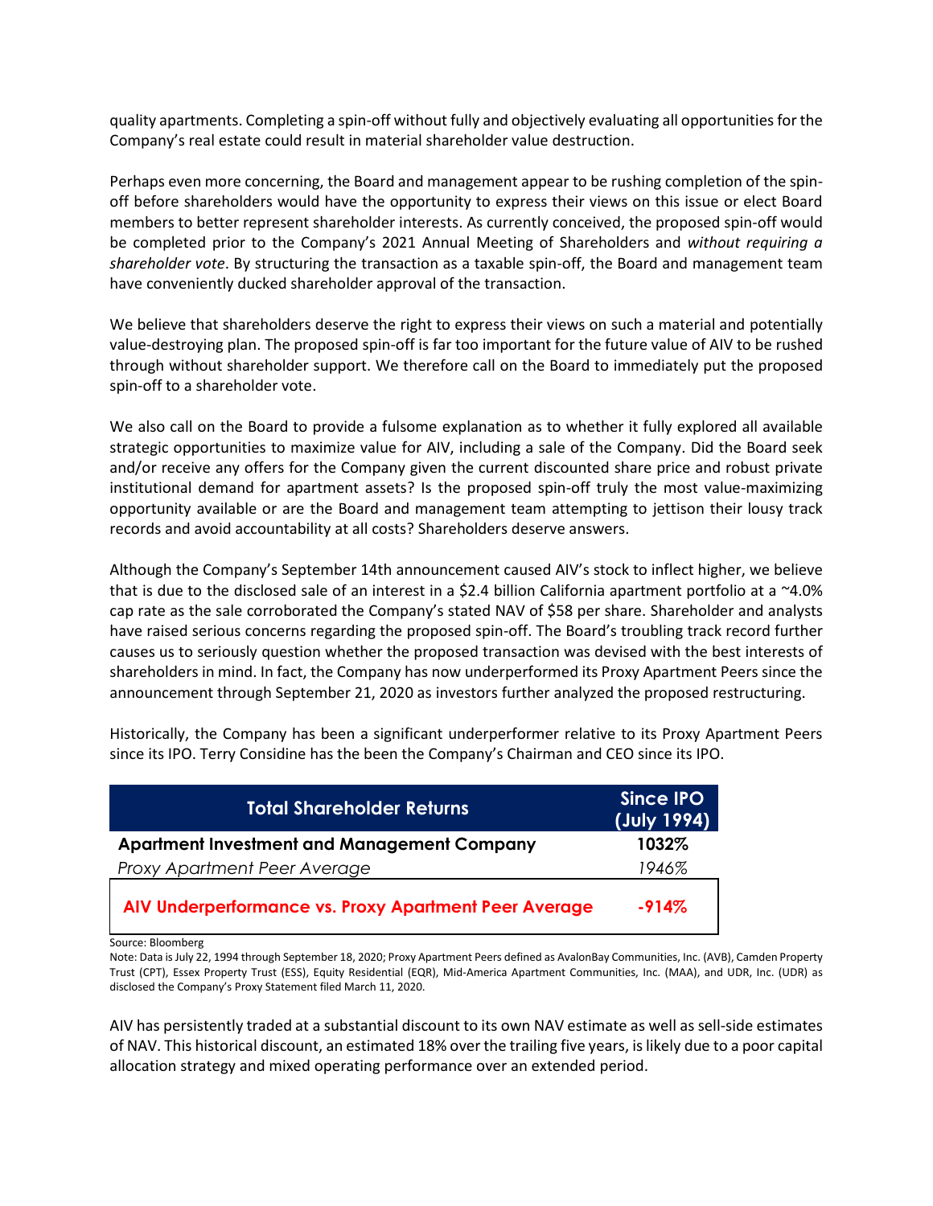quality apartments. Completing a spin-off without fully and objectively evaluating all opportunities for the Company's real estate could result in material shareholder value destruction.

Perhaps even more concerning, the Board and management appear to be rushing completion of the spin-off before shareholders would have the opportunity to express their views on this issue or elect Board members to better represent shareholder interests. As currently conceived, the proposed spin-off would be completed prior to the Company's 2021 Annual Meeting of Shareholders and *without requiring a shareholder vote*. By structuring the transaction as a taxable spin-off, the Board and management team have conveniently ducked shareholder approval of the transaction.

We believe that shareholders deserve the right to express their views on such a material and potentially value-destroying plan. The proposed spin-off is far too important for the future value of AIV to be rushed through without shareholder support. We therefore call on the Board to immediately put the proposed spin-off to a shareholder vote.

We also call on the Board to provide a fulsome explanation as to whether it fully explored all available strategic opportunities to maximize value for AIV, including a sale of the Company. Did the Board seek and/or receive any offers for the Company given the current discounted share price and robust private institutional demand for apartment assets? Is the proposed spin-off truly the most value-maximizing opportunity available or are the Board and management team attempting to jettison their lousy track records and avoid accountability at all costs? Shareholders deserve answers.

Although the Company's September 14th announcement caused AIV's stock to inflect higher, we believe that is due to the disclosed sale of an interest in a $2.4 billion California apartment portfolio at a ~4.0% cap rate as the sale corroborated the Company's stated NAV of $58 per share. Shareholder and analysts have raised serious concerns regarding the proposed spin-off. The Board's troubling track record further causes us to seriously question whether the proposed transaction was devised with the best interests of shareholders in mind. In fact, the Company has now underperformed its Proxy Apartment Peers since the announcement through September 21, 2020 as investors further analyzed the proposed restructuring.

Historically, the Company has been a significant underperformer relative to its Proxy Apartment Peers since its IPO. Terry Considine has the been the Company's Chairman and CEO since its IPO.

| Total Shareholder Returns | Since IPO (July 1994) |
|---|---|
| **Apartment Investment and Management Company** | **1032%** |
| *Proxy Apartment Peer Average* | *1946%* |
| **AIV Underperformance vs. Proxy Apartment Peer Average** | **-914%** |

Source: Bloomberg

Note: Data is July 22, 1994 through September 18, 2020; Proxy Apartment Peers defined as AvalonBay Communities, Inc. (AVB), Camden Property Trust (CPT), Essex Property Trust (ESS), Equity Residential (EQR), Mid-America Apartment Communities, Inc. (MAA), and UDR, Inc. (UDR) as disclosed the Company's Proxy Statement filed March 11, 2020.

AIV has persistently traded at a substantial discount to its own NAV estimate as well as sell-side estimates of NAV. This historical discount, an estimated 18% over the trailing five years, is likely due to a poor capital allocation strategy and mixed operating performance over an extended period.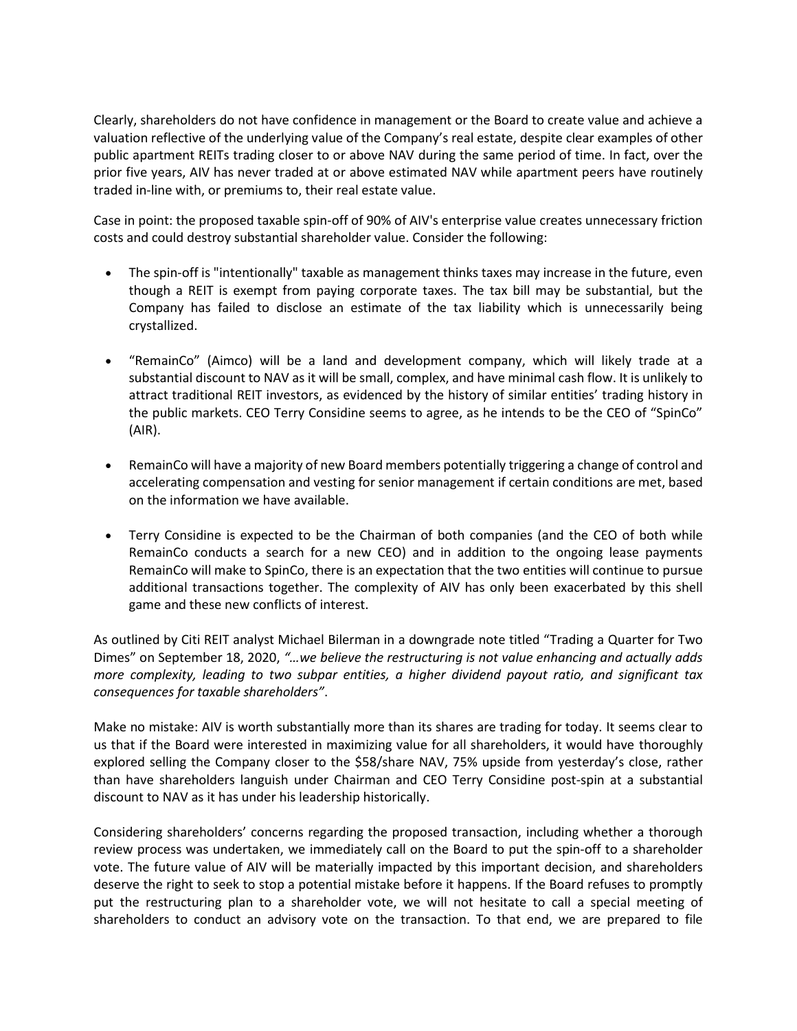Clearly, shareholders do not have confidence in management or the Board to create value and achieve a valuation reflective of the underlying value of the Company's real estate, despite clear examples of other public apartment REITs trading closer to or above NAV during the same period of time. In fact, over the prior five years, AIV has never traded at or above estimated NAV while apartment peers have routinely traded in-line with, or premiums to, their real estate value.

Case in point: the proposed taxable spin-off of 90% of AIV's enterprise value creates unnecessary friction costs and could destroy substantial shareholder value. Consider the following:

- The spin-off is "intentionally" taxable as management thinks taxes may increase in the future, even though a REIT is exempt from paying corporate taxes. The tax bill may be substantial, but the Company has failed to disclose an estimate of the tax liability which is unnecessarily being crystallized.

- "RemainCo" (Aimco) will be a land and development company, which will likely trade at a substantial discount to NAV as it will be small, complex, and have minimal cash flow. It is unlikely to attract traditional REIT investors, as evidenced by the history of similar entities' trading history in the public markets. CEO Terry Considine seems to agree, as he intends to be the CEO of "SpinCo" (AIR).

- RemainCo will have a majority of new Board members potentially triggering a change of control and accelerating compensation and vesting for senior management if certain conditions are met, based on the information we have available.

- Terry Considine is expected to be the Chairman of both companies (and the CEO of both while RemainCo conducts a search for a new CEO) and in addition to the ongoing lease payments RemainCo will make to SpinCo, there is an expectation that the two entities will continue to pursue additional transactions together. The complexity of AIV has only been exacerbated by this shell game and these new conflicts of interest.

As outlined by Citi REIT analyst Michael Bilerman in a downgrade note titled "Trading a Quarter for Two Dimes" on September 18, 2020, *"…we believe the restructuring is not value enhancing and actually adds more complexity, leading to two subpar entities, a higher dividend payout ratio, and significant tax consequences for taxable shareholders"*.

Make no mistake: AIV is worth substantially more than its shares are trading for today. It seems clear to us that if the Board were interested in maximizing value for all shareholders, it would have thoroughly explored selling the Company closer to the $58/share NAV, 75% upside from yesterday's close, rather than have shareholders languish under Chairman and CEO Terry Considine post-spin at a substantial discount to NAV as it has under his leadership historically.

Considering shareholders' concerns regarding the proposed transaction, including whether a thorough review process was undertaken, we immediately call on the Board to put the spin-off to a shareholder vote. The future value of AIV will be materially impacted by this important decision, and shareholders deserve the right to seek to stop a potential mistake before it happens. If the Board refuses to promptly put the restructuring plan to a shareholder vote, we will not hesitate to call a special meeting of shareholders to conduct an advisory vote on the transaction. To that end, we are prepared to file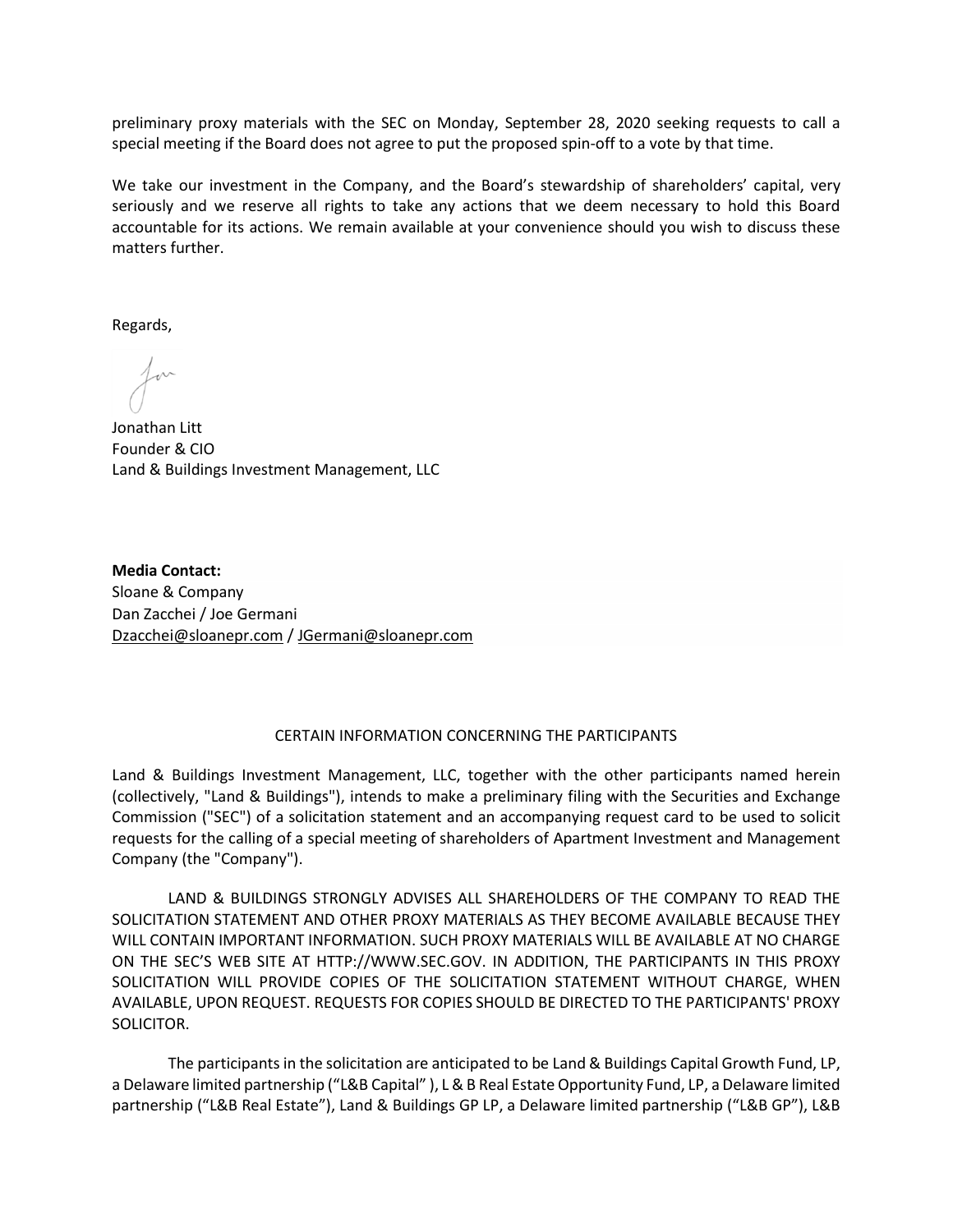preliminary proxy materials with the SEC on Monday, September 28, 2020 seeking requests to call a special meeting if the Board does not agree to put the proposed spin-off to a vote by that time.

We take our investment in the Company, and the Board's stewardship of shareholders' capital, very seriously and we reserve all rights to take any actions that we deem necessary to hold this Board accountable for its actions. We remain available at your convenience should you wish to discuss these matters further.

Regards,

Jonathan Litt  
Founder & CIO  
Land & Buildings Investment Management, LLC

**Media Contact:**  
Sloane & Company  
Dan Zacchei / Joe Germani  
Dzacchei@sloanepr.com / JGermani@sloanepr.com

CERTAIN INFORMATION CONCERNING THE PARTICIPANTS

Land & Buildings Investment Management, LLC, together with the other participants named herein (collectively, "Land & Buildings"), intends to make a preliminary filing with the Securities and Exchange Commission ("SEC") of a solicitation statement and an accompanying request card to be used to solicit requests for the calling of a special meeting of shareholders of Apartment Investment and Management Company (the "Company").

LAND & BUILDINGS STRONGLY ADVISES ALL SHAREHOLDERS OF THE COMPANY TO READ THE SOLICITATION STATEMENT AND OTHER PROXY MATERIALS AS THEY BECOME AVAILABLE BECAUSE THEY WILL CONTAIN IMPORTANT INFORMATION. SUCH PROXY MATERIALS WILL BE AVAILABLE AT NO CHARGE ON THE SEC'S WEB SITE AT HTTP://WWW.SEC.GOV. IN ADDITION, THE PARTICIPANTS IN THIS PROXY SOLICITATION WILL PROVIDE COPIES OF THE SOLICITATION STATEMENT WITHOUT CHARGE, WHEN AVAILABLE, UPON REQUEST. REQUESTS FOR COPIES SHOULD BE DIRECTED TO THE PARTICIPANTS' PROXY SOLICITOR.

The participants in the solicitation are anticipated to be Land & Buildings Capital Growth Fund, LP, a Delaware limited partnership ("L&B Capital" ), L & B Real Estate Opportunity Fund, LP, a Delaware limited partnership ("L&B Real Estate"), Land & Buildings GP LP, a Delaware limited partnership ("L&B GP"), L&B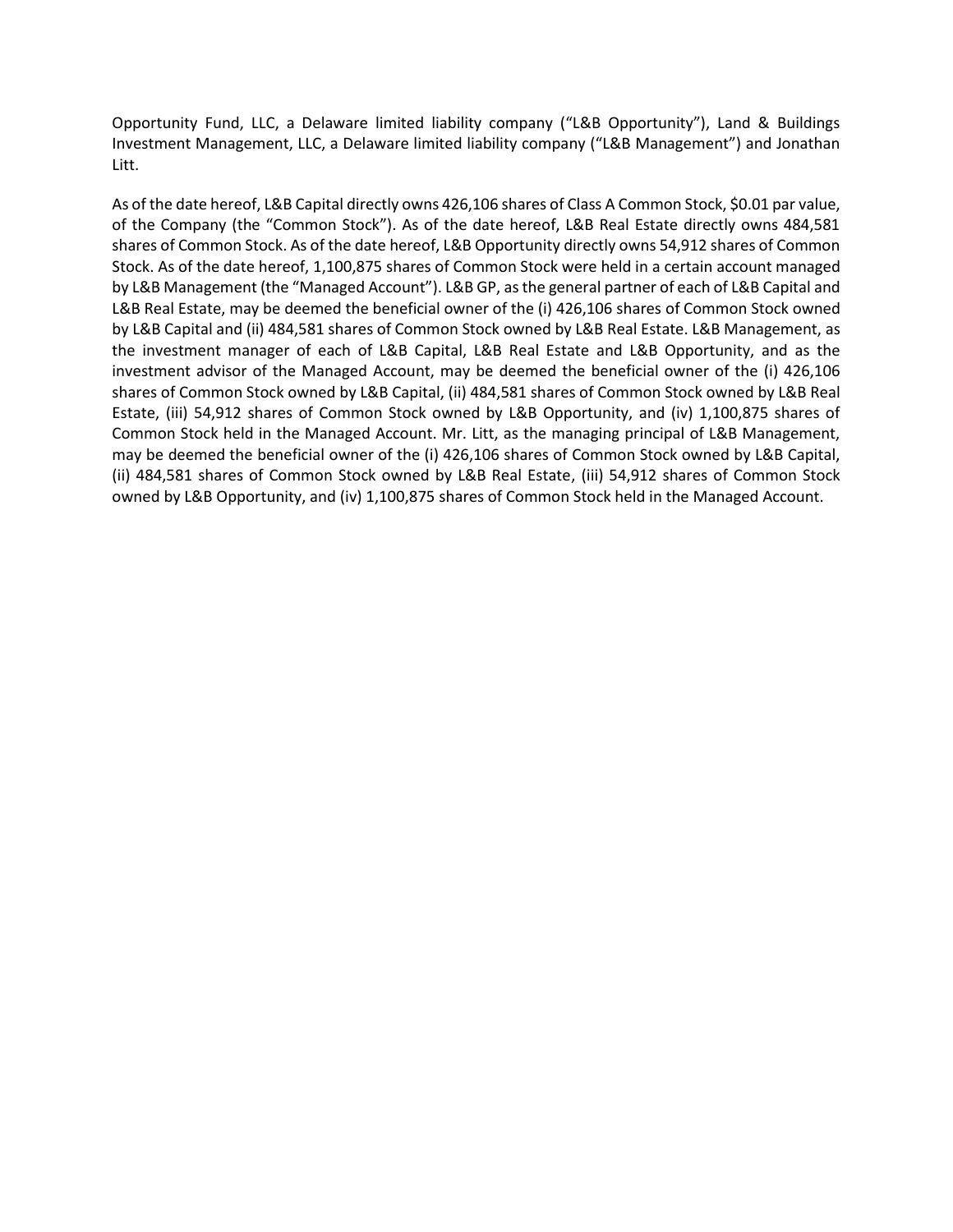Opportunity Fund, LLC, a Delaware limited liability company ("L&B Opportunity"), Land & Buildings Investment Management, LLC, a Delaware limited liability company ("L&B Management") and Jonathan Litt.

As of the date hereof, L&B Capital directly owns 426,106 shares of Class A Common Stock, $0.01 par value, of the Company (the "Common Stock"). As of the date hereof, L&B Real Estate directly owns 484,581 shares of Common Stock. As of the date hereof, L&B Opportunity directly owns 54,912 shares of Common Stock. As of the date hereof, 1,100,875 shares of Common Stock were held in a certain account managed by L&B Management (the "Managed Account"). L&B GP, as the general partner of each of L&B Capital and L&B Real Estate, may be deemed the beneficial owner of the (i) 426,106 shares of Common Stock owned by L&B Capital and (ii) 484,581 shares of Common Stock owned by L&B Real Estate. L&B Management, as the investment manager of each of L&B Capital, L&B Real Estate and L&B Opportunity, and as the investment advisor of the Managed Account, may be deemed the beneficial owner of the (i) 426,106 shares of Common Stock owned by L&B Capital, (ii) 484,581 shares of Common Stock owned by L&B Real Estate, (iii) 54,912 shares of Common Stock owned by L&B Opportunity, and (iv) 1,100,875 shares of Common Stock held in the Managed Account. Mr. Litt, as the managing principal of L&B Management, may be deemed the beneficial owner of the (i) 426,106 shares of Common Stock owned by L&B Capital, (ii) 484,581 shares of Common Stock owned by L&B Real Estate, (iii) 54,912 shares of Common Stock owned by L&B Opportunity, and (iv) 1,100,875 shares of Common Stock held in the Managed Account.